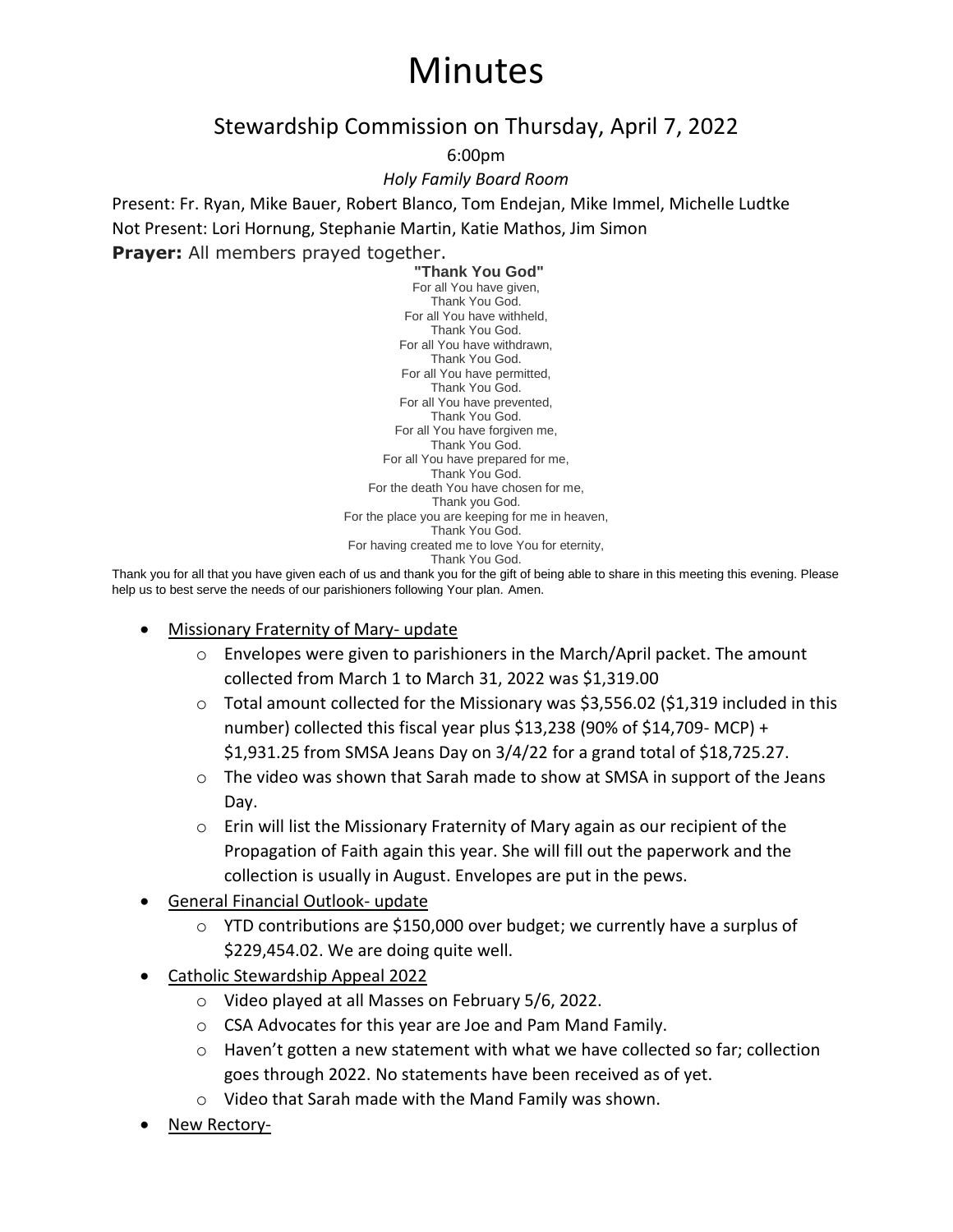# Minutes

## Stewardship Commission on Thursday, April 7, 2022

6:00pm

*Holy Family Board Room*

Present: Fr. Ryan, Mike Bauer, Robert Blanco, Tom Endejan, Mike Immel, Michelle Ludtke
Not Present: Lori Hornung, Stephanie Martin, Katie Mathos, Jim Simon

**Prayer:** All members prayed together.

**"Thank You God"**
For all You have given,
Thank You God.
For all You have withheld,
Thank You God.
For all You have withdrawn,
Thank You God.
For all You have permitted,
Thank You God.
For all You have prevented,
Thank You God.
For all You have forgiven me,
Thank You God.
For all You have prepared for me,
Thank You God.
For the death You have chosen for me,
Thank you God.
For the place you are keeping for me in heaven,
Thank You God.
For having created me to love You for eternity,
Thank You God.

Thank you for all that you have given each of us and thank you for the gift of being able to share in this meeting this evening. Please help us to best serve the needs of our parishioners following Your plan. Amen.

- Missionary Fraternity of Mary- update
  - Envelopes were given to parishioners in the March/April packet. The amount collected from March 1 to March 31, 2022 was $1,319.00
  - Total amount collected for the Missionary was $3,556.02 ($1,319 included in this number) collected this fiscal year plus $13,238 (90% of $14,709- MCP) + $1,931.25 from SMSA Jeans Day on 3/4/22 for a grand total of $18,725.27.
  - The video was shown that Sarah made to show at SMSA in support of the Jeans Day.
  - Erin will list the Missionary Fraternity of Mary again as our recipient of the Propagation of Faith again this year. She will fill out the paperwork and the collection is usually in August. Envelopes are put in the pews.
- General Financial Outlook- update
  - YTD contributions are $150,000 over budget; we currently have a surplus of $229,454.02. We are doing quite well.
- Catholic Stewardship Appeal 2022
  - Video played at all Masses on February 5/6, 2022.
  - CSA Advocates for this year are Joe and Pam Mand Family.
  - Haven't gotten a new statement with what we have collected so far; collection goes through 2022. No statements have been received as of yet.
  - Video that Sarah made with the Mand Family was shown.
- New Rectory-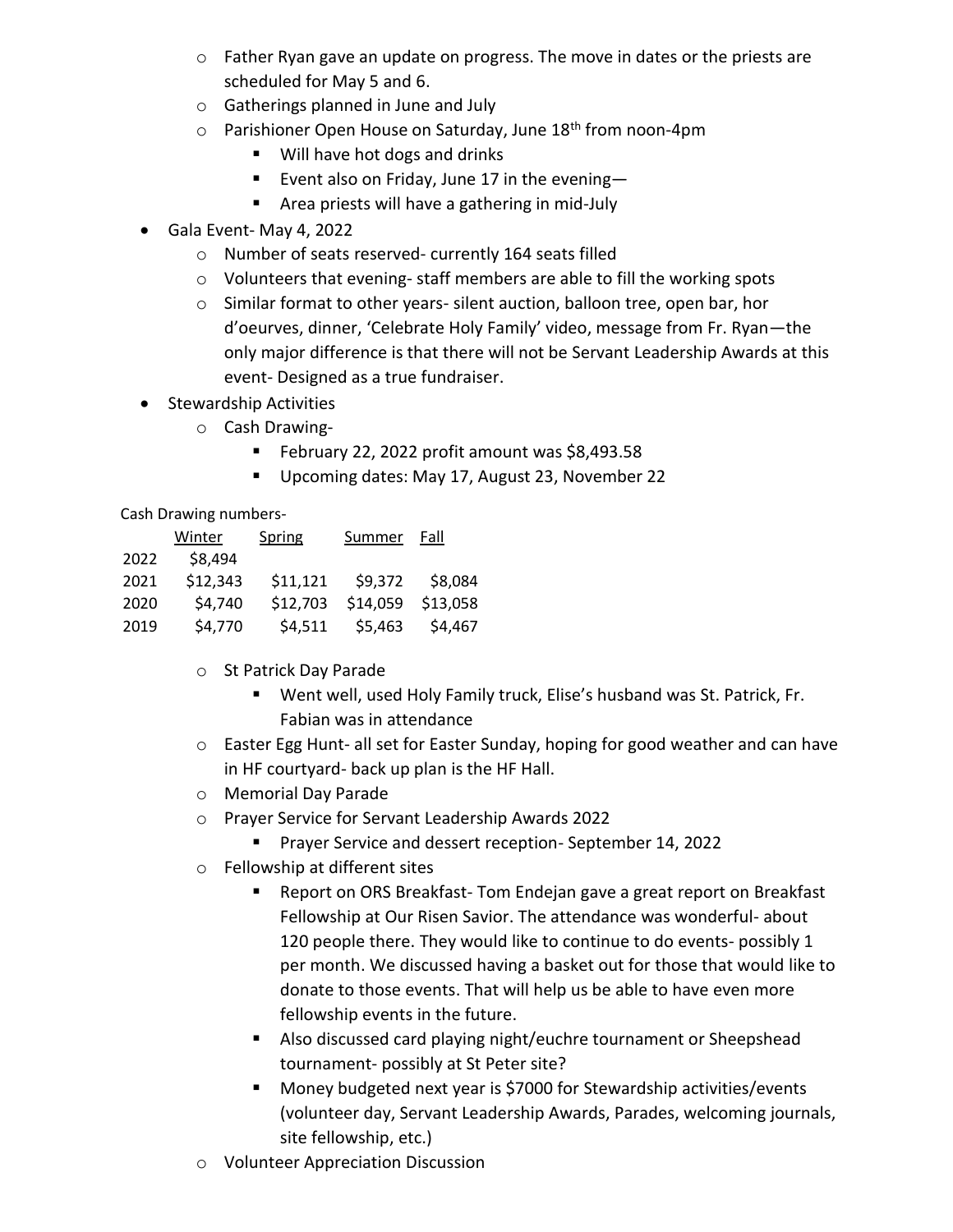- Father Ryan gave an update on progress. The move in dates or the priests are scheduled for May 5 and 6.
    - Gatherings planned in June and July
    - Parishioner Open House on Saturday, June 18th from noon-4pm
        - Will have hot dogs and drinks
        - Event also on Friday, June 17 in the evening—
        - Area priests will have a gathering in mid-July
- Gala Event- May 4, 2022
    - Number of seats reserved- currently 164 seats filled
    - Volunteers that evening- staff members are able to fill the working spots
    - Similar format to other years- silent auction, balloon tree, open bar, hor d'oeurves, dinner, 'Celebrate Holy Family' video, message from Fr. Ryan—the only major difference is that there will not be Servant Leadership Awards at this event- Designed as a true fundraiser.
- Stewardship Activities
    - Cash Drawing-
        - February 22, 2022 profit amount was $8,493.58
        - Upcoming dates: May 17, August 23, November 22

Cash Drawing numbers-

| | Winter | Spring | Summer | Fall |
|---|---|---|---|---|
| 2022 | $8,494 | | | |
| 2021 | $12,343 | $11,121 | $9,372 | $8,084 |
| 2020 | $4,740 | $12,703 | $14,059 | $13,058 |
| 2019 | $4,770 | $4,511 | $5,463 | $4,467 |

    - St Patrick Day Parade
        - Went well, used Holy Family truck, Elise's husband was St. Patrick, Fr. Fabian was in attendance
    - Easter Egg Hunt- all set for Easter Sunday, hoping for good weather and can have in HF courtyard- back up plan is the HF Hall.
    - Memorial Day Parade
    - Prayer Service for Servant Leadership Awards 2022
        - Prayer Service and dessert reception- September 14, 2022
    - Fellowship at different sites
        - Report on ORS Breakfast- Tom Endejan gave a great report on Breakfast Fellowship at Our Risen Savior. The attendance was wonderful- about 120 people there. They would like to continue to do events- possibly 1 per month. We discussed having a basket out for those that would like to donate to those events. That will help us be able to have even more fellowship events in the future.
        - Also discussed card playing night/euchre tournament or Sheepshead tournament- possibly at St Peter site?
        - Money budgeted next year is $7000 for Stewardship activities/events (volunteer day, Servant Leadership Awards, Parades, welcoming journals, site fellowship, etc.)
    - Volunteer Appreciation Discussion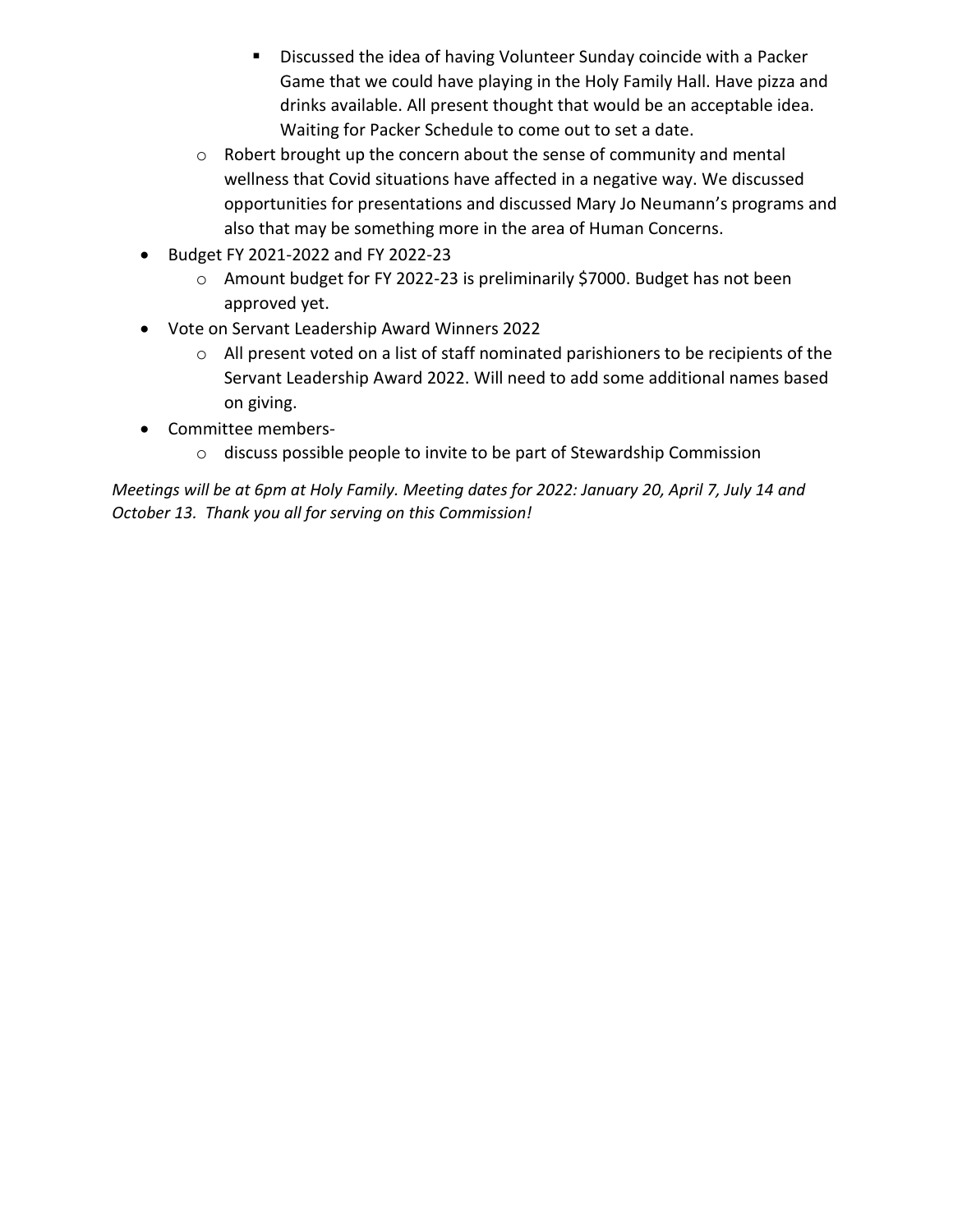- Discussed the idea of having Volunteer Sunday coincide with a Packer Game that we could have playing in the Holy Family Hall. Have pizza and drinks available. All present thought that would be an acceptable idea. Waiting for Packer Schedule to come out to set a date.
    - Robert brought up the concern about the sense of community and mental wellness that Covid situations have affected in a negative way. We discussed opportunities for presentations and discussed Mary Jo Neumann's programs and also that may be something more in the area of Human Concerns.
- Budget FY 2021-2022 and FY 2022-23
    - Amount budget for FY 2022-23 is preliminarily $7000. Budget has not been approved yet.
- Vote on Servant Leadership Award Winners 2022
    - All present voted on a list of staff nominated parishioners to be recipients of the Servant Leadership Award 2022. Will need to add some additional names based on giving.
- Committee members-
    - discuss possible people to invite to be part of Stewardship Commission

*Meetings will be at 6pm at Holy Family. Meeting dates for 2022: January 20, April 7, July 14 and October 13. Thank you all for serving on this Commission!*